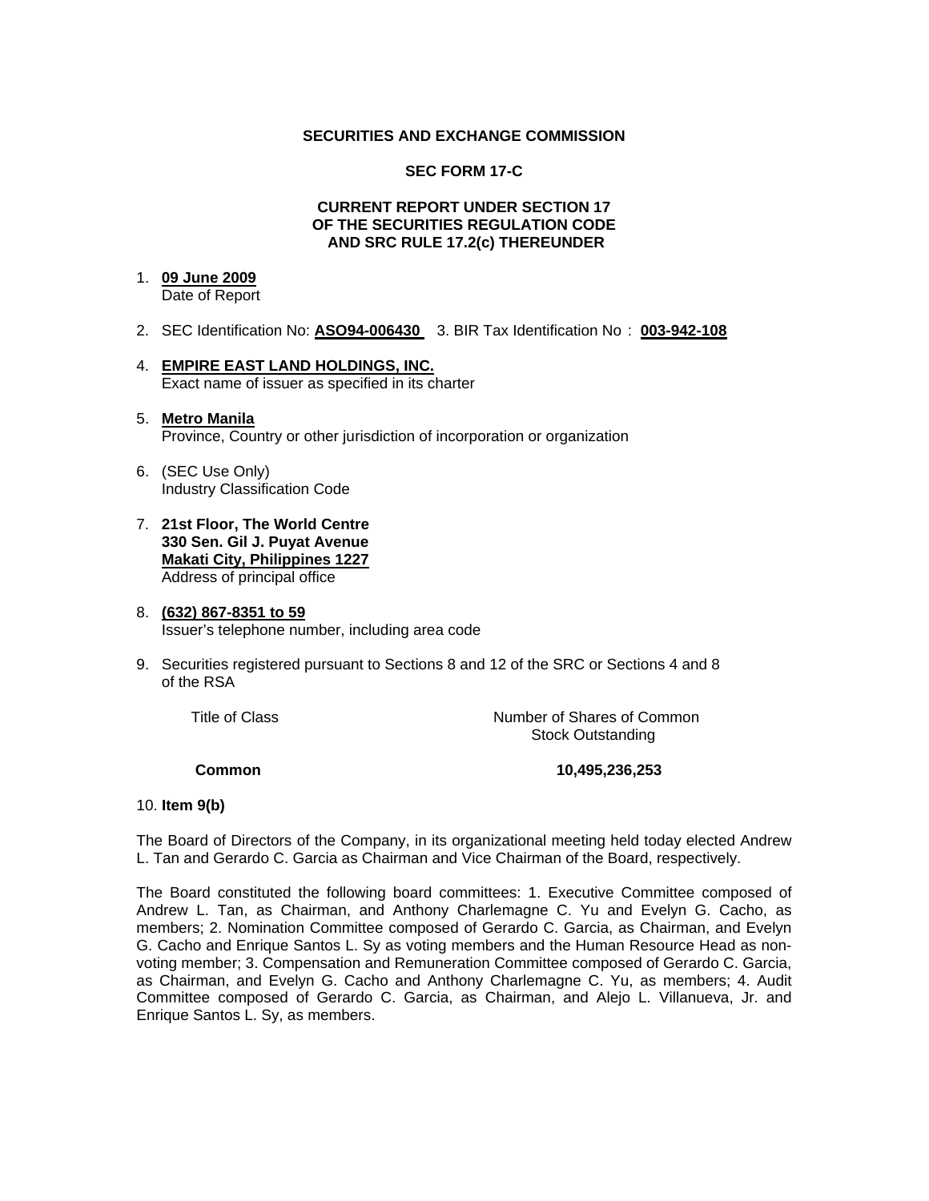**SECURITIES AND EXCHANGE COMMISSION**

**SEC FORM 17-C**

**CURRENT REPORT UNDER SECTION 17
OF THE SECURITIES REGULATION CODE
AND SRC RULE 17.2(c) THEREUNDER**

1. **09 June 2009**
   Date of Report

2. SEC Identification No: **ASO94-006430** 3. BIR Tax Identification No : **003-942-108**

4. **EMPIRE EAST LAND HOLDINGS, INC.**
   Exact name of issuer as specified in its charter

5. **Metro Manila**
   Province, Country or other jurisdiction of incorporation or organization

6. (SEC Use Only)
   Industry Classification Code

7. **21st Floor, The World Centre
   330 Sen. Gil J. Puyat Avenue
   Makati City, Philippines 1227**
   Address of principal office

8. **(632) 867-8351 to 59**
   Issuer's telephone number, including area code

9. Securities registered pursuant to Sections 8 and 12 of the SRC or Sections 4 and 8 of the RSA

| Title of Class | Number of Shares of Common Stock Outstanding |
|---|---|
| **Common** | **10,495,236,253** |

10. **Item 9(b)**

The Board of Directors of the Company, in its organizational meeting held today elected Andrew L. Tan and Gerardo C. Garcia as Chairman and Vice Chairman of the Board, respectively.

The Board constituted the following board committees: 1. Executive Committee composed of Andrew L. Tan, as Chairman, and Anthony Charlemagne C. Yu and Evelyn G. Cacho, as members; 2. Nomination Committee composed of Gerardo C. Garcia, as Chairman, and Evelyn G. Cacho and Enrique Santos L. Sy as voting members and the Human Resource Head as non-voting member; 3. Compensation and Remuneration Committee composed of Gerardo C. Garcia, as Chairman, and Evelyn G. Cacho and Anthony Charlemagne C. Yu, as members; 4. Audit Committee composed of Gerardo C. Garcia, as Chairman, and Alejo L. Villanueva, Jr. and Enrique Santos L. Sy, as members.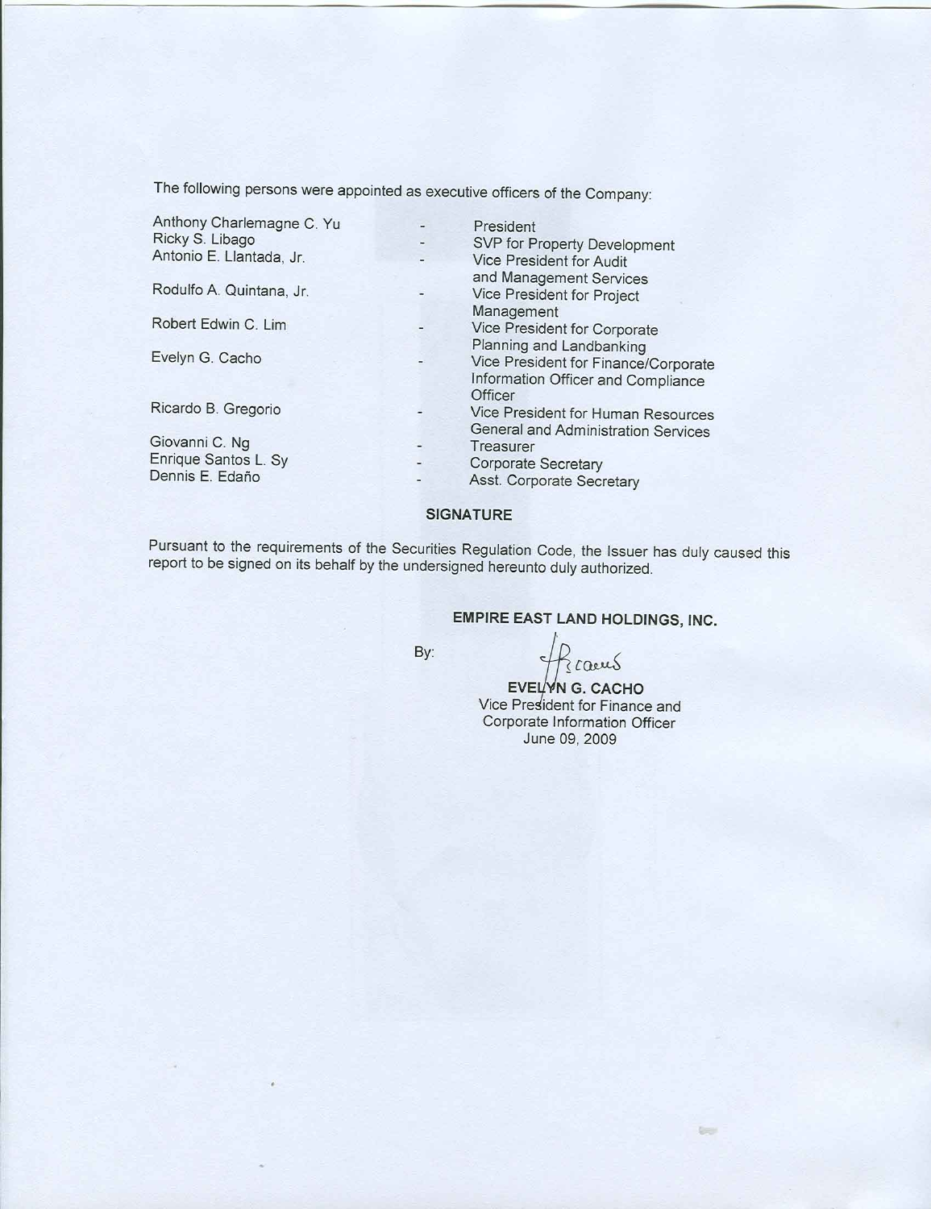The following persons were appointed as executive officers of the Company:

| | | |
|---|---|---|
| Anthony Charlemagne C. Yu | - | President |
| Ricky S. Libago | - | SVP for Property Development |
| Antonio E. Llantada, Jr. | - | Vice President for Audit and Management Services |
| Rodulfo A. Quintana, Jr. | - | Vice President for Project Management |
| Robert Edwin C. Lim | - | Vice President for Corporate Planning and Landbanking |
| Evelyn G. Cacho | - | Vice President for Finance/Corporate Information Officer and Compliance Officer |
| Ricardo B. Gregorio | - | Vice President for Human Resources General and Administration Services |
| Giovanni C. Ng | - | Treasurer |
| Enrique Santos L. Sy | - | Corporate Secretary |
| Dennis E. Edaño | - | Asst. Corporate Secretary |

**SIGNATURE**

Pursuant to the requirements of the Securities Regulation Code, the Issuer has duly caused this report to be signed on its behalf by the undersigned hereunto duly authorized.

**EMPIRE EAST LAND HOLDINGS, INC.**

By:

**EVELYN G. CACHO**
Vice President for Finance and
Corporate Information Officer
June 09, 2009